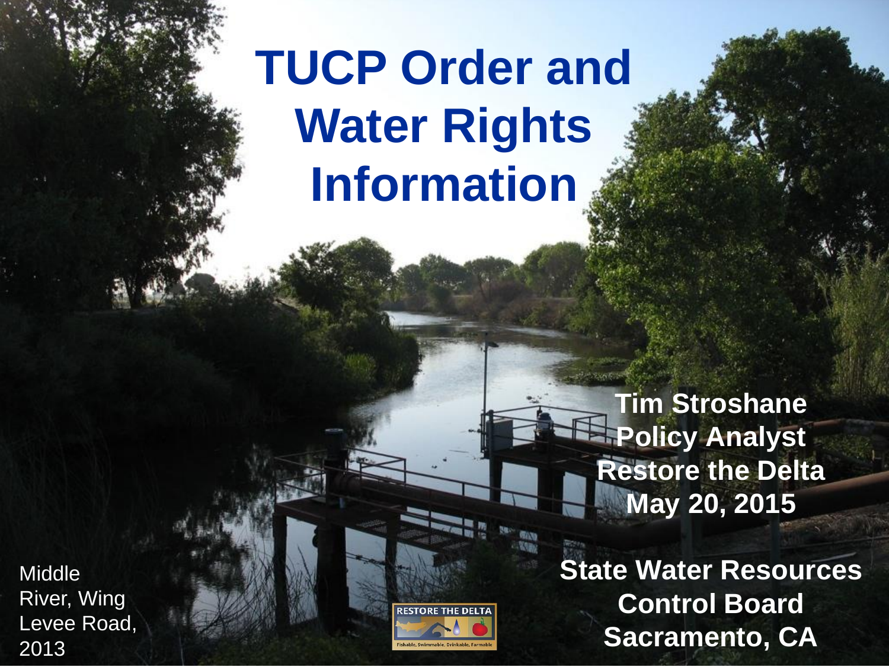# TUCP Order and Water Rights Information

**Tim Stroshane**
**Policy Analyst**
**Restore the Delta**
**May 20, 2015**

**State Water Resources Control Board**
**Sacramento, CA**

Middle River, Wing Levee Road, 2013

RESTORE THE DELTA

Fishable, Swimmable, Drinkable, Farmable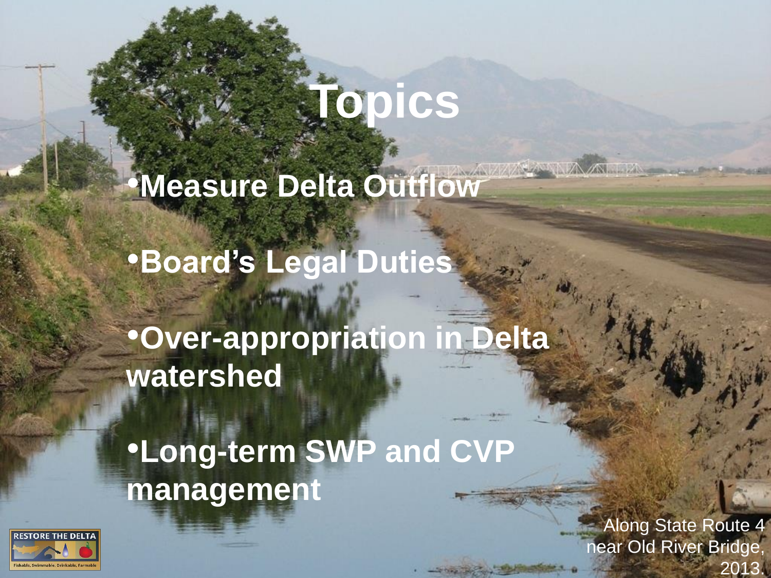# Topics

- Measure Delta Outflow
- Board's Legal Duties
- Over-appropriation in Delta watershed
- Long-term SWP and CVP management

Along State Route 4 near Old River Bridge, 2013.

RESTORE THE DELTA

Fishable, Swimmable, Drinkable, Farmable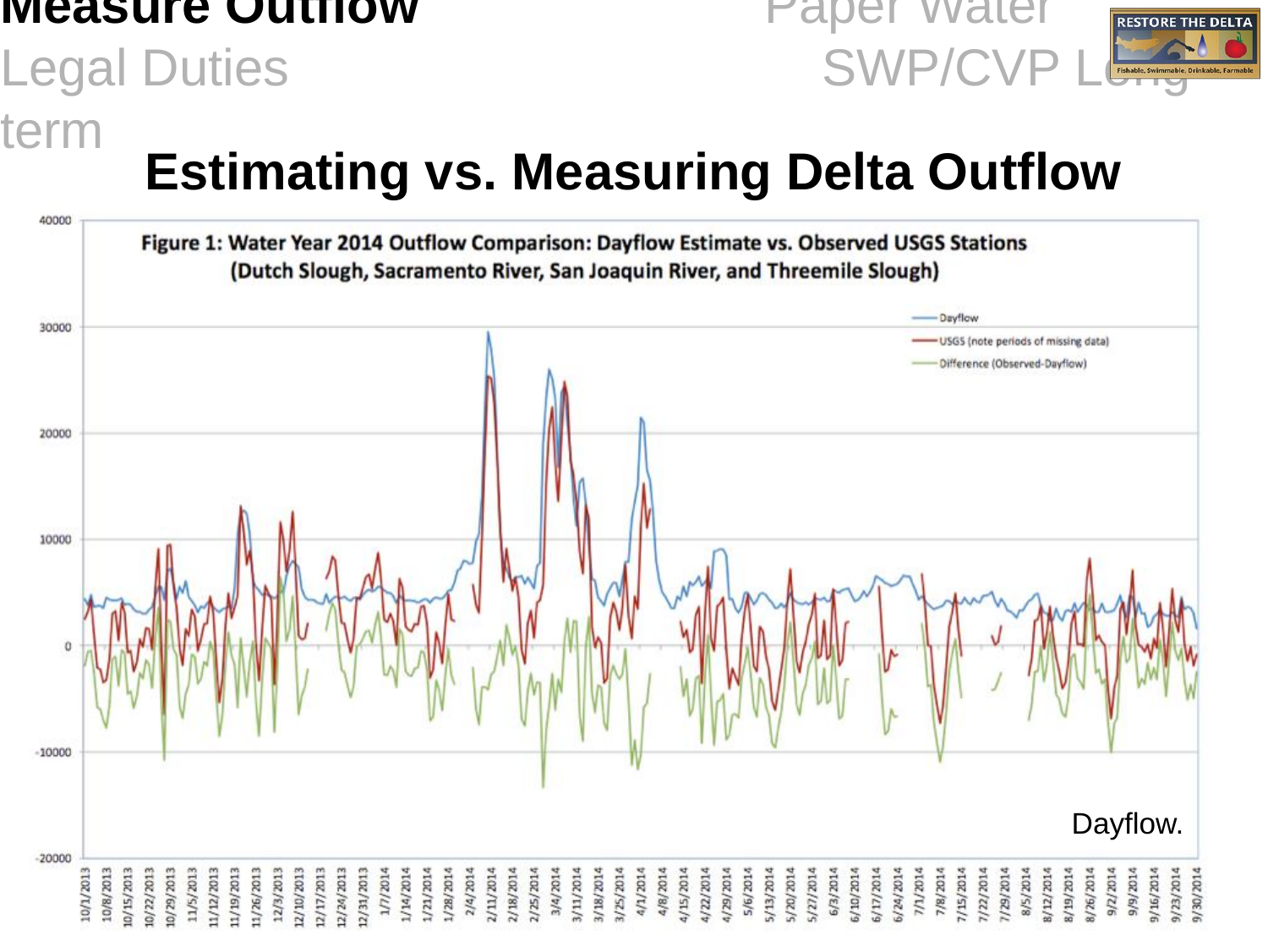Measure Outflow

Legal Duties term

Paper Water SWP/CVP Long

RESTORE THE DELTA

Fishable, Swimmable, Drinkable, Farmable

# Estimating vs. Measuring Delta Outflow

**Figure 1: Water Year 2014 Outflow Comparison: Dayflow Estimate vs. Observed USGS Stations (Dutch Slough, Sacramento River, San Joaquin River, and Threemile Slough)**

Dayflow.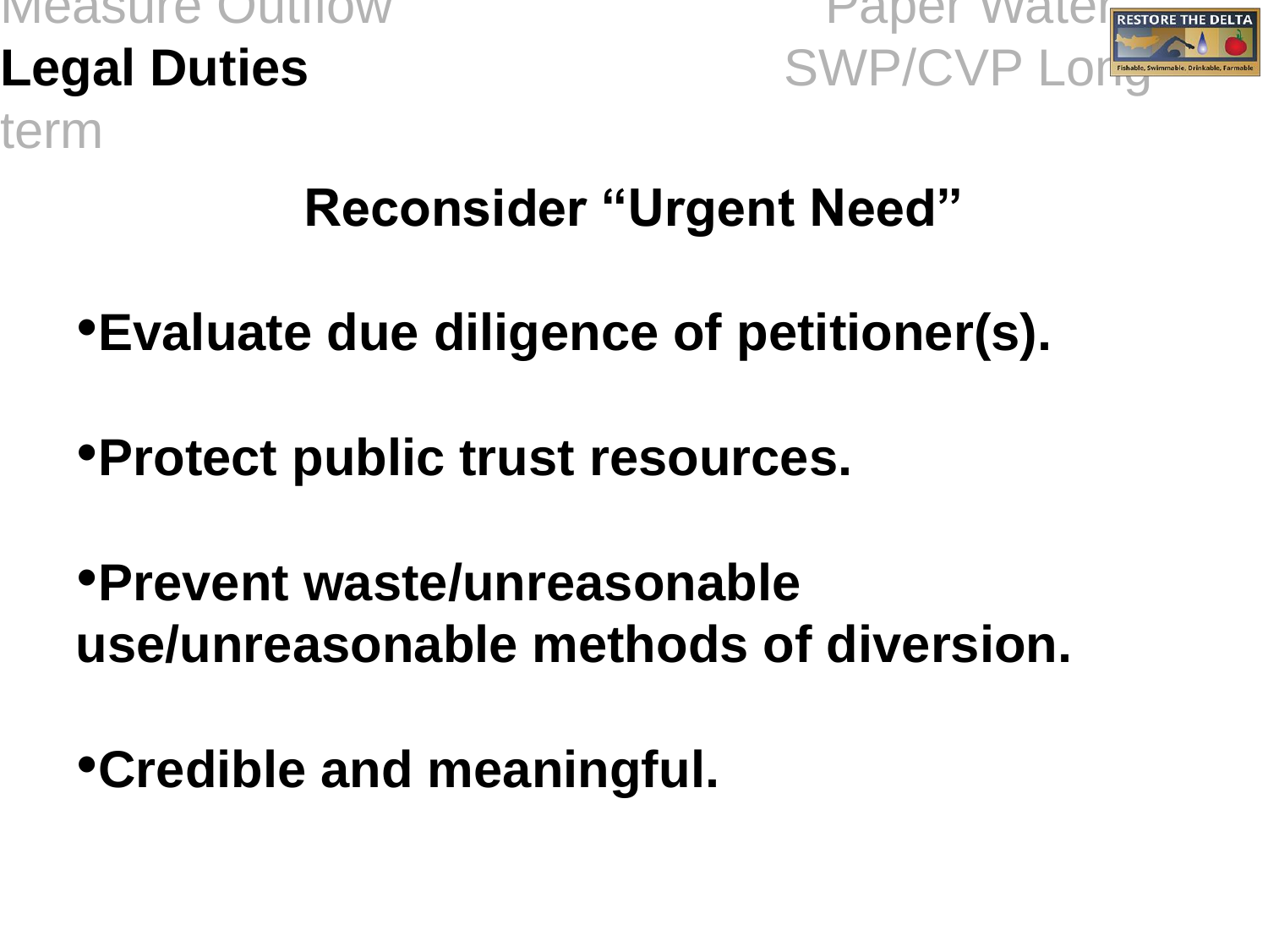Measure Outflow    Paper Water
**Legal Duties**    SWP/CVP Long term

## Reconsider "Urgent Need"

- **Evaluate due diligence of petitioner(s).**
- **Protect public trust resources.**
- **Prevent waste/unreasonable use/unreasonable methods of diversion.**
- **Credible and meaningful.**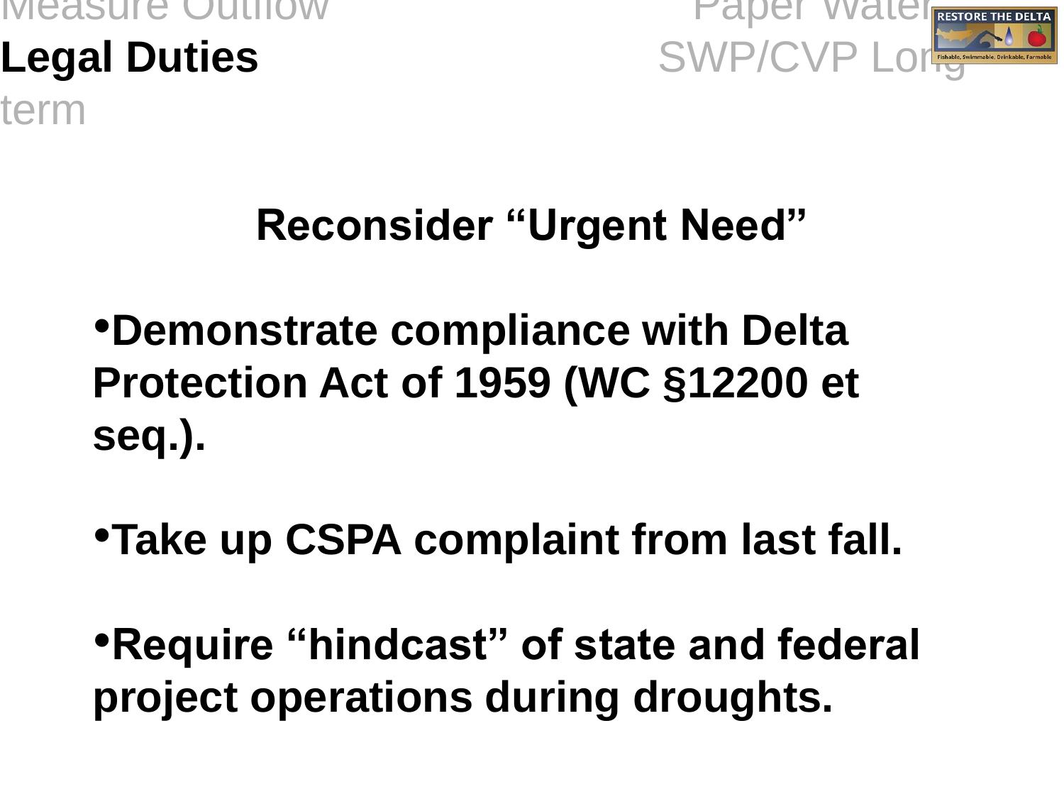Measure Outflow

Paper Water

**Legal Duties**

SWP/CVP Long term

## Reconsider "Urgent Need"

- **Demonstrate compliance with Delta Protection Act of 1959 (WC §12200 et seq.).**

- **Take up CSPA complaint from last fall.**

- **Require "hindcast" of state and federal project operations during droughts.**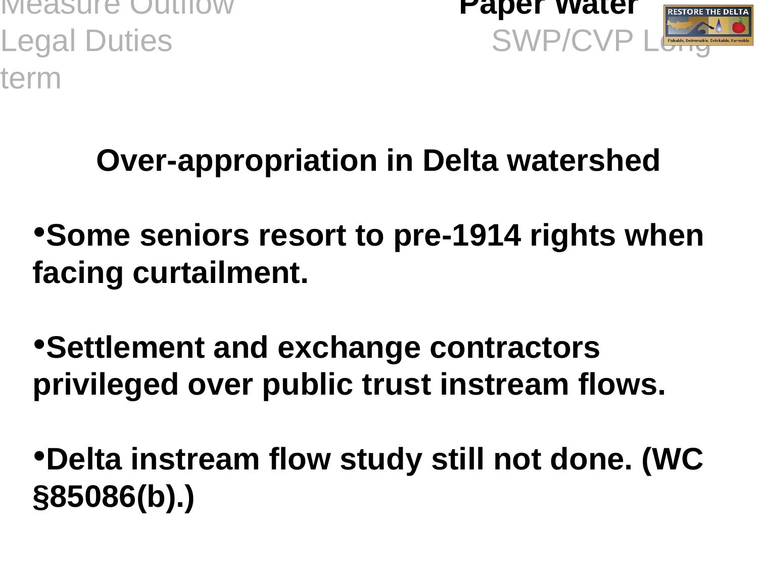Measure Outflow Paper Water

Legal Duties SWP/CVP Long term

## Over-appropriation in Delta watershed

- **Some seniors resort to pre-1914 rights when facing curtailment.**
- **Settlement and exchange contractors privileged over public trust instream flows.**
- **Delta instream flow study still not done. (WC §85086(b).)**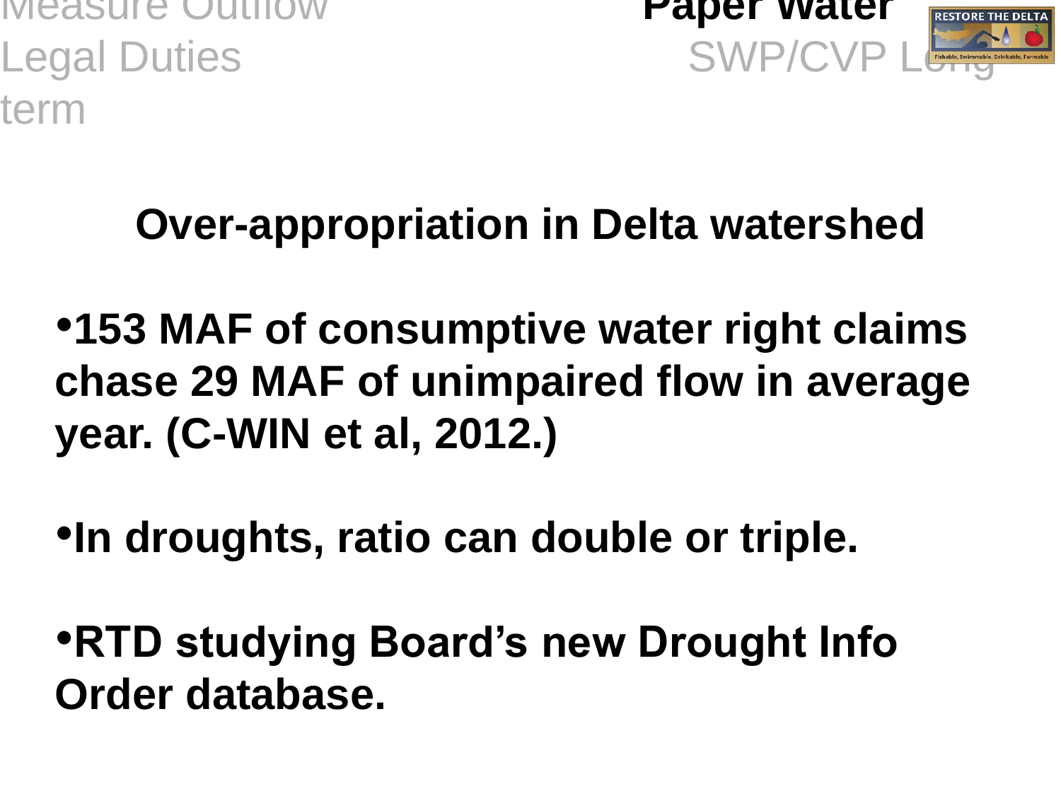Measure Outflow Legal Duties term

**Paper Water**

SWP/CVP Long

## Over-appropriation in Delta watershed

- **153 MAF of consumptive water right claims chase 29 MAF of unimpaired flow in average year. (C-WIN et al, 2012.)**

- **In droughts, ratio can double or triple.**

- **RTD studying Board's new Drought Info Order database.**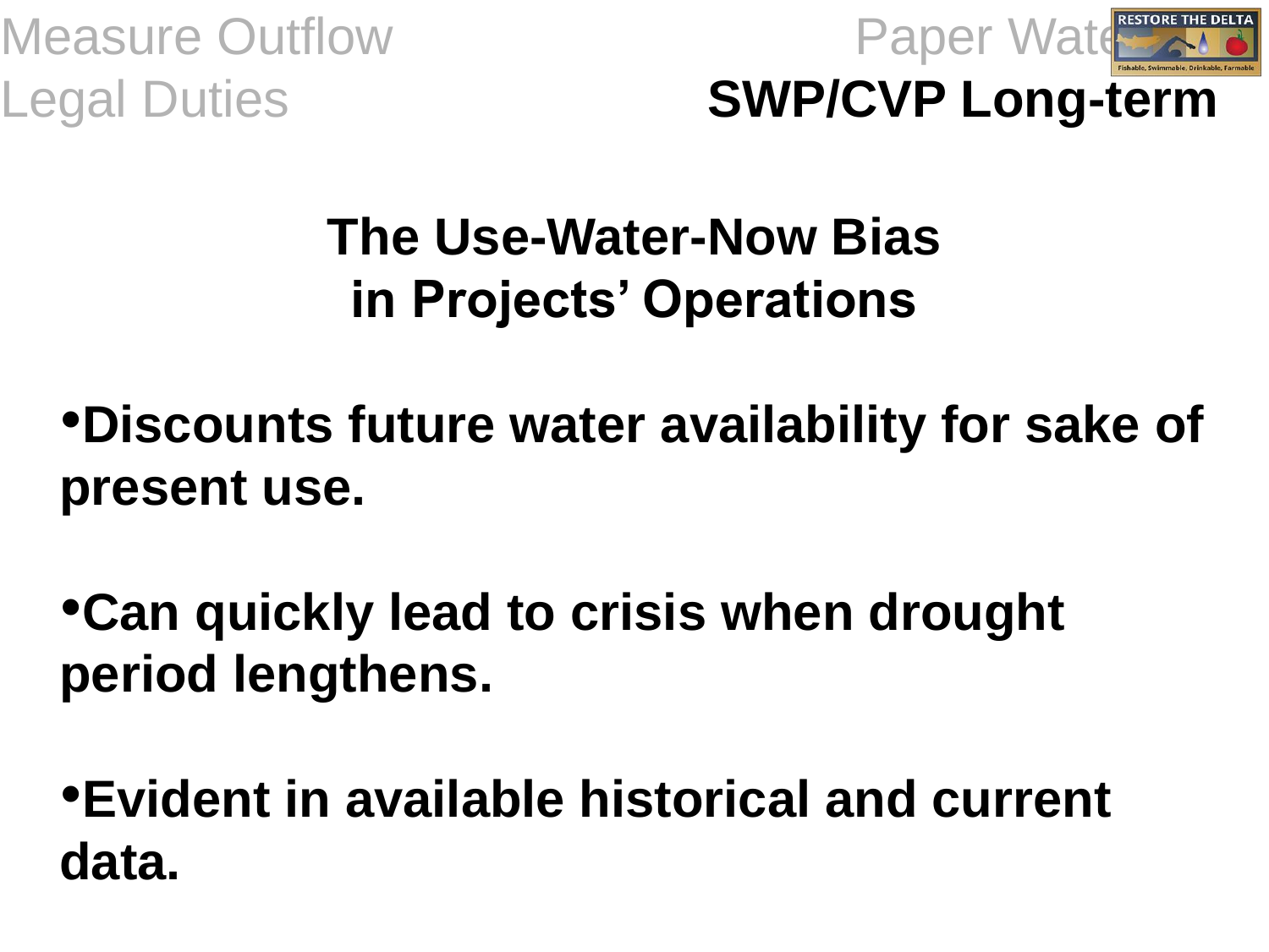Measure Outflow
Legal Duties

Paper Water
**SWP/CVP Long-term**

## The Use-Water-Now Bias in Projects' Operations

- **Discounts future water availability for sake of present use.**
- **Can quickly lead to crisis when drought period lengthens.**
- **Evident in available historical and current data.**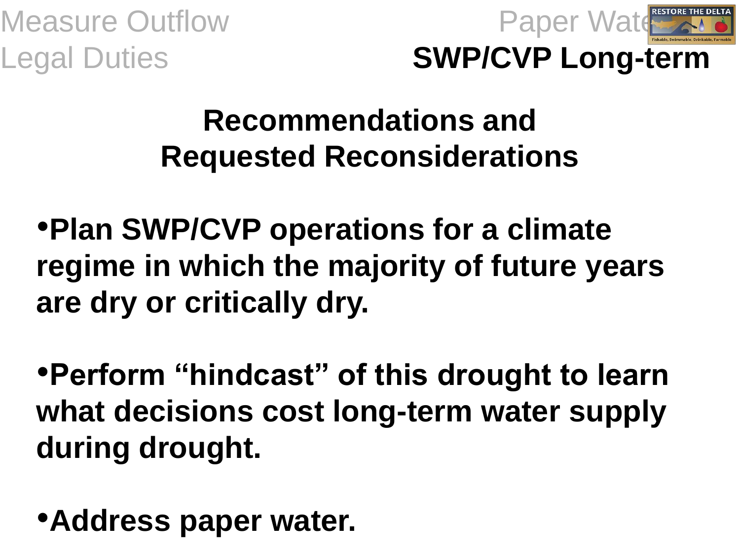Measure Outflow
Legal Duties

Paper Water
**SWP/CVP Long-term**

## Recommendations and Requested Reconsiderations

- **Plan SWP/CVP operations for a climate regime in which the majority of future years are dry or critically dry.**

- **Perform "hindcast" of this drought to learn what decisions cost long-term water supply during drought.**

- **Address paper water.**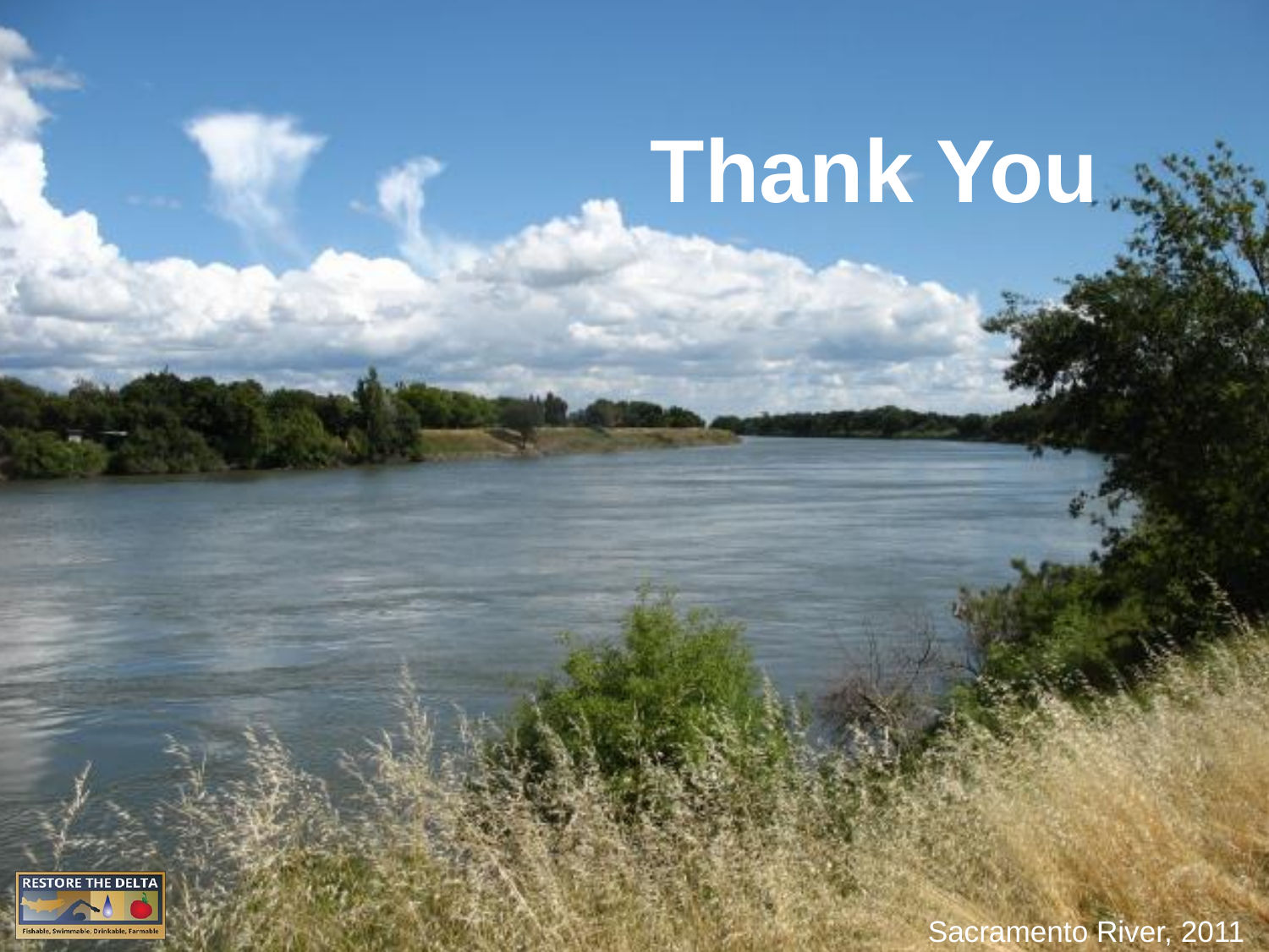# Thank You

RESTORE THE DELTA

Fishable, Swimmable, Drinkable, Farmable

Sacramento River, 2011